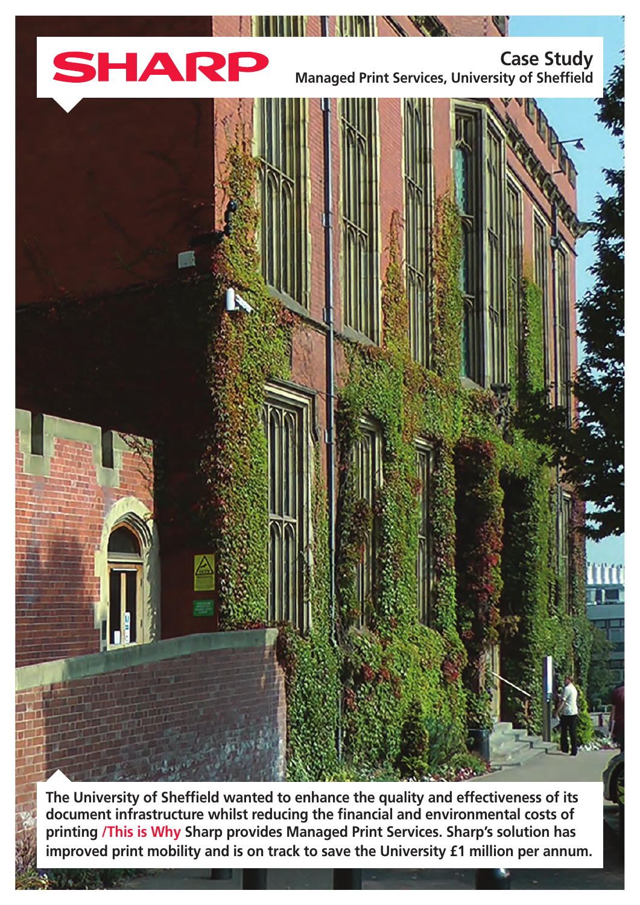SHARP

# Case Study

## Managed Print Services, University of Sheffield

**The University of Sheffield wanted to enhance the quality and effectiveness of its document infrastructure whilst reducing the financial and environmental costs of printing /This is Why Sharp provides Managed Print Services. Sharp's solution has improved print mobility and is on track to save the University £1 million per annum.**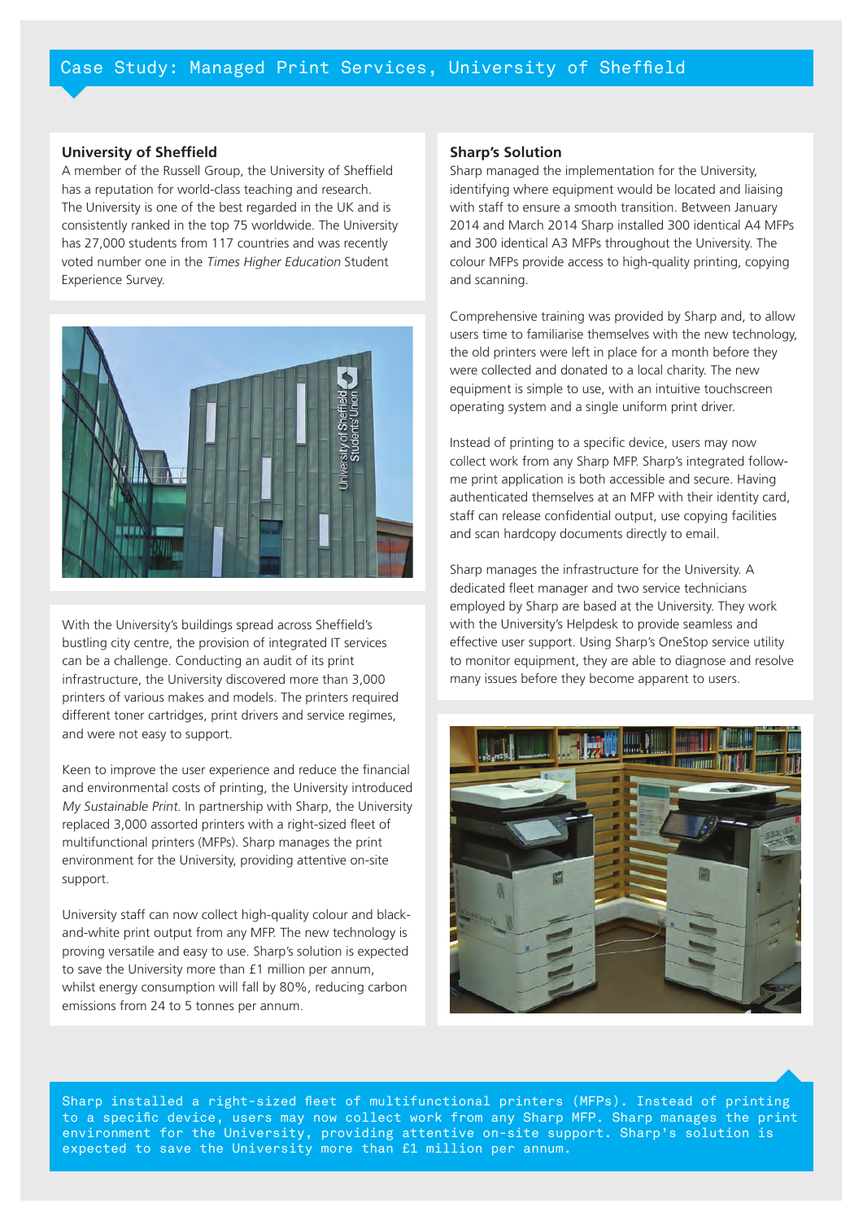# Case Study: Managed Print Services, University of Sheffield

## University of Sheffield

A member of the Russell Group, the University of Sheffield has a reputation for world-class teaching and research. The University is one of the best regarded in the UK and is consistently ranked in the top 75 worldwide. The University has 27,000 students from 117 countries and was recently voted number one in the *Times Higher Education* Student Experience Survey.

With the University's buildings spread across Sheffield's bustling city centre, the provision of integrated IT services can be a challenge. Conducting an audit of its print infrastructure, the University discovered more than 3,000 printers of various makes and models. The printers required different toner cartridges, print drivers and service regimes, and were not easy to support.

Keen to improve the user experience and reduce the financial and environmental costs of printing, the University introduced *My Sustainable Print*. In partnership with Sharp, the University replaced 3,000 assorted printers with a right-sized fleet of multifunctional printers (MFPs). Sharp manages the print environment for the University, providing attentive on-site support.

University staff can now collect high-quality colour and black-and-white print output from any MFP. The new technology is proving versatile and easy to use. Sharp's solution is expected to save the University more than £1 million per annum, whilst energy consumption will fall by 80%, reducing carbon emissions from 24 to 5 tonnes per annum.

## Sharp's Solution

Sharp managed the implementation for the University, identifying where equipment would be located and liaising with staff to ensure a smooth transition. Between January 2014 and March 2014 Sharp installed 300 identical A4 MFPs and 300 identical A3 MFPs throughout the University. The colour MFPs provide access to high-quality printing, copying and scanning.

Comprehensive training was provided by Sharp and, to allow users time to familiarise themselves with the new technology, the old printers were left in place for a month before they were collected and donated to a local charity. The new equipment is simple to use, with an intuitive touchscreen operating system and a single uniform print driver.

Instead of printing to a specific device, users may now collect work from any Sharp MFP. Sharp's integrated follow-me print application is both accessible and secure. Having authenticated themselves at an MFP with their identity card, staff can release confidential output, use copying facilities and scan hardcopy documents directly to email.

Sharp manages the infrastructure for the University. A dedicated fleet manager and two service technicians employed by Sharp are based at the University. They work with the University's Helpdesk to provide seamless and effective user support. Using Sharp's OneStop service utility to monitor equipment, they are able to diagnose and resolve many issues before they become apparent to users.

Sharp installed a right-sized fleet of multifunctional printers (MFPs). Instead of printing to a specific device, users may now collect work from any Sharp MFP. Sharp manages the print environment for the University, providing attentive on-site support. Sharp's solution is expected to save the University more than £1 million per annum.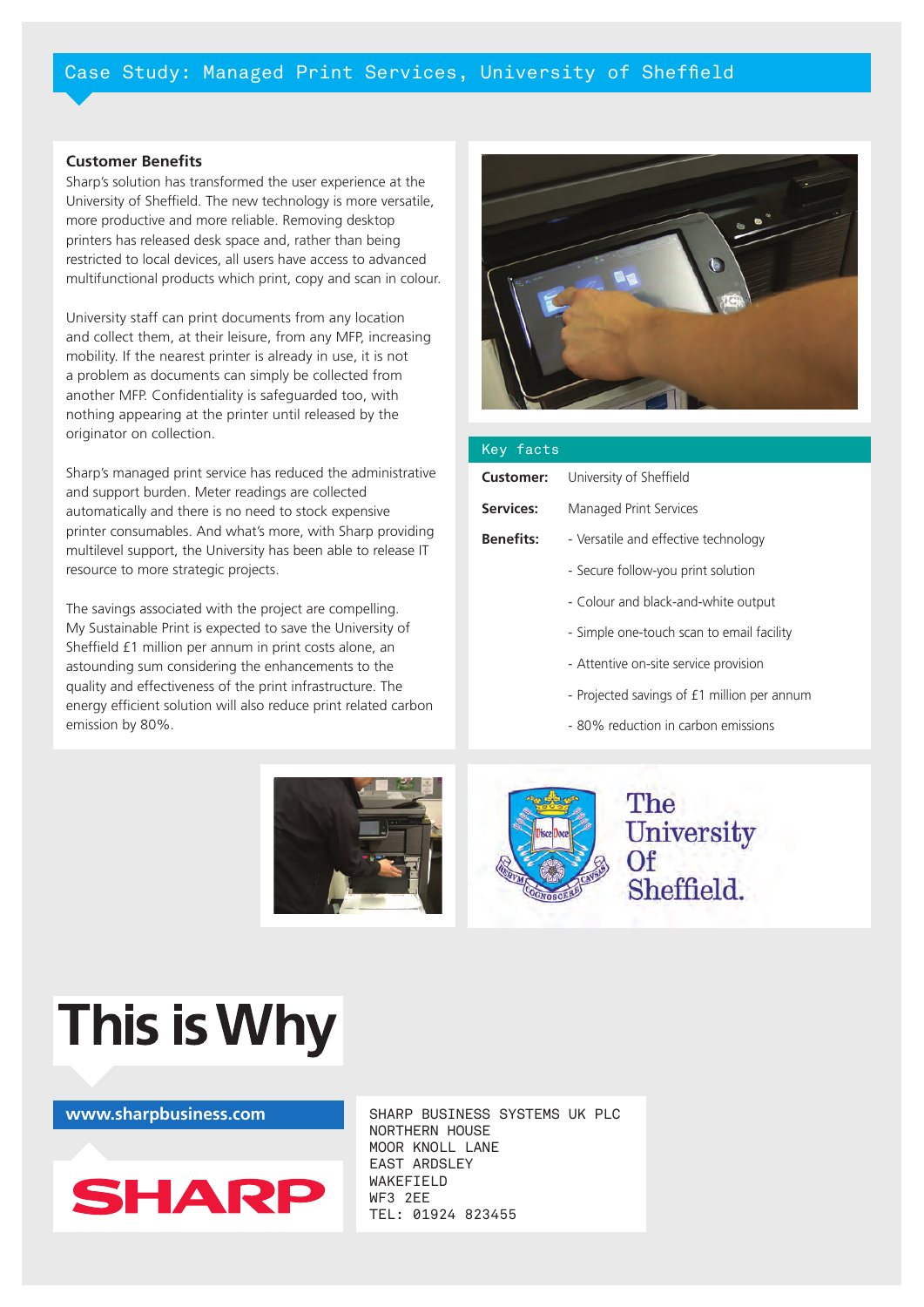# Case Study: Managed Print Services, University of Sheffield

## Customer Benefits

Sharp's solution has transformed the user experience at the University of Sheffield. The new technology is more versatile, more productive and more reliable. Removing desktop printers has released desk space and, rather than being restricted to local devices, all users have access to advanced multifunctional products which print, copy and scan in colour.

University staff can print documents from any location and collect them, at their leisure, from any MFP, increasing mobility. If the nearest printer is already in use, it is not a problem as documents can simply be collected from another MFP. Confidentiality is safeguarded too, with nothing appearing at the printer until released by the originator on collection.

Sharp's managed print service has reduced the administrative and support burden. Meter readings are collected automatically and there is no need to stock expensive printer consumables. And what's more, with Sharp providing multilevel support, the University has been able to release IT resource to more strategic projects.

The savings associated with the project are compelling. My Sustainable Print is expected to save the University of Sheffield £1 million per annum in print costs alone, an astounding sum considering the enhancements to the quality and effectiveness of the print infrastructure. The energy efficient solution will also reduce print related carbon emission by 80%.

## Key facts

**Customer:** University of Sheffield

**Services:** Managed Print Services

**Benefits:**
- Versatile and effective technology
- Secure follow-you print solution
- Colour and black-and-white output
- Simple one-touch scan to email facility
- Attentive on-site service provision
- Projected savings of £1 million per annum
- 80% reduction in carbon emissions

The University Of Sheffield.

# This is Why

www.sharpbusiness.com

SHARP

SHARP BUSINESS SYSTEMS UK PLC
NORTHERN HOUSE
MOOR KNOLL LANE
EAST ARDSLEY
WAKEFIELD
WF3 2EE
TEL: 01924 823455